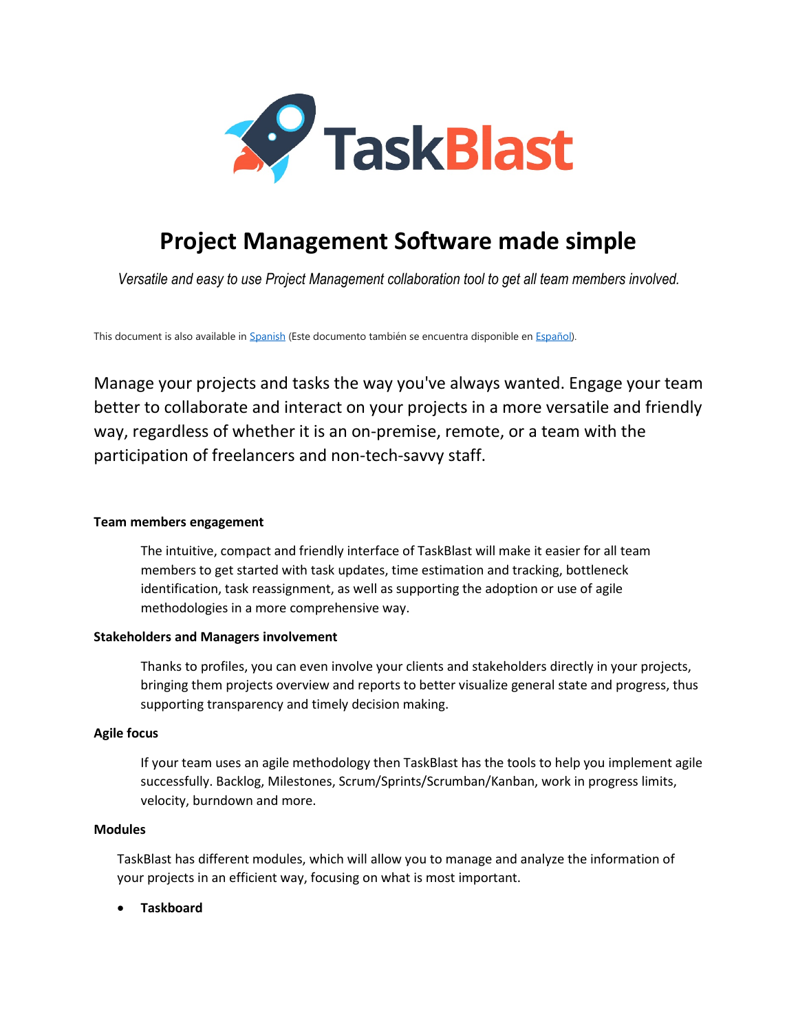# TaskBlast

## Project Management Software made simple

*Versatile and easy to use Project Management collaboration tool to get all team members involved.*

This document is also available in [Spanish](#) (Este documento también se encuentra disponible en [Español](#)).

Manage your projects and tasks the way you've always wanted. Engage your team better to collaborate and interact on your projects in a more versatile and friendly way, regardless of whether it is an on-premise, remote, or a team with the participation of freelancers and non-tech-savvy staff.

**Team members engagement**

The intuitive, compact and friendly interface of TaskBlast will make it easier for all team members to get started with task updates, time estimation and tracking, bottleneck identification, task reassignment, as well as supporting the adoption or use of agile methodologies in a more comprehensive way.

**Stakeholders and Managers involvement**

Thanks to profiles, you can even involve your clients and stakeholders directly in your projects, bringing them projects overview and reports to better visualize general state and progress, thus supporting transparency and timely decision making.

**Agile focus**

If your team uses an agile methodology then TaskBlast has the tools to help you implement agile successfully. Backlog, Milestones, Scrum/Sprints/Scrumban/Kanban, work in progress limits, velocity, burndown and more.

**Modules**

TaskBlast has different modules, which will allow you to manage and analyze the information of your projects in an efficient way, focusing on what is most important.

- **Taskboard**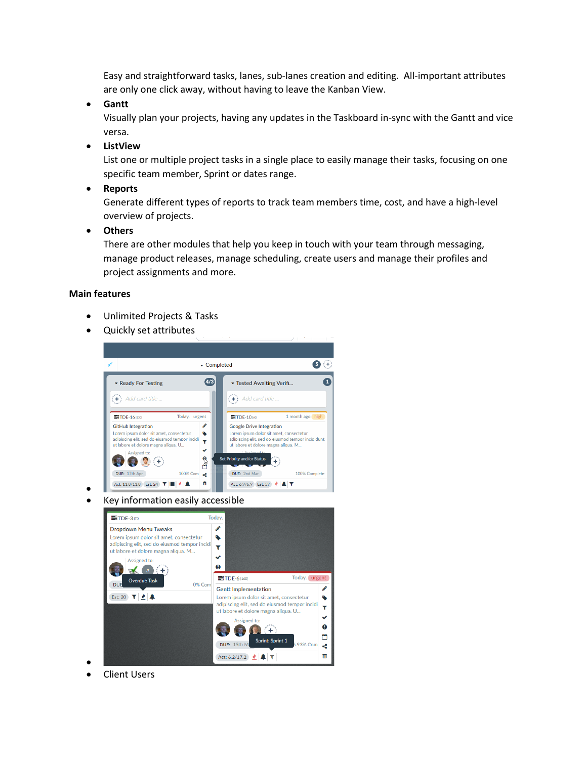Easy and straightforward tasks, lanes, sub-lanes creation and editing. All-important attributes are only one click away, without having to leave the Kanban View.

- **Gantt**
  Visually plan your projects, having any updates in the Taskboard in-sync with the Gantt and vice versa.
- **ListView**
  List one or multiple project tasks in a single place to easily manage their tasks, focusing on one specific team member, Sprint or dates range.
- **Reports**
  Generate different types of reports to track team members time, cost, and have a high-level overview of projects.
- **Others**
  There are other modules that help you keep in touch with your team through messaging, manage product releases, manage scheduling, create users and manage their profiles and project assignments and more.

### Main features

- Unlimited Projects & Tasks
- Quickly set attributes
- 
- Key information easily accessible
- 
- Client Users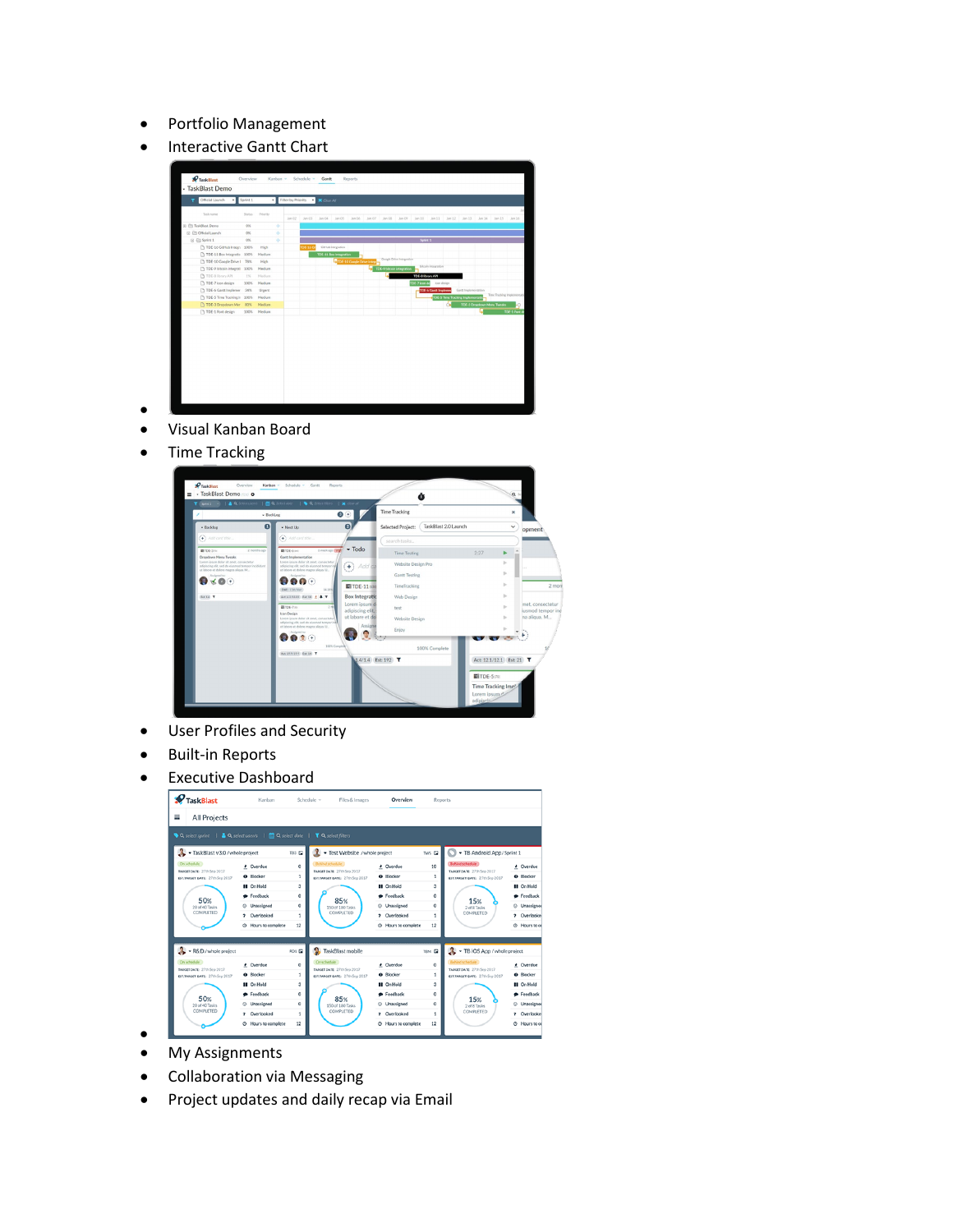- Portfolio Management
- Interactive Gantt Chart
- 
- Visual Kanban Board
- Time Tracking
- User Profiles and Security
- Built-in Reports
- Executive Dashboard
- 
- My Assignments
- Collaboration via Messaging
- Project updates and daily recap via Email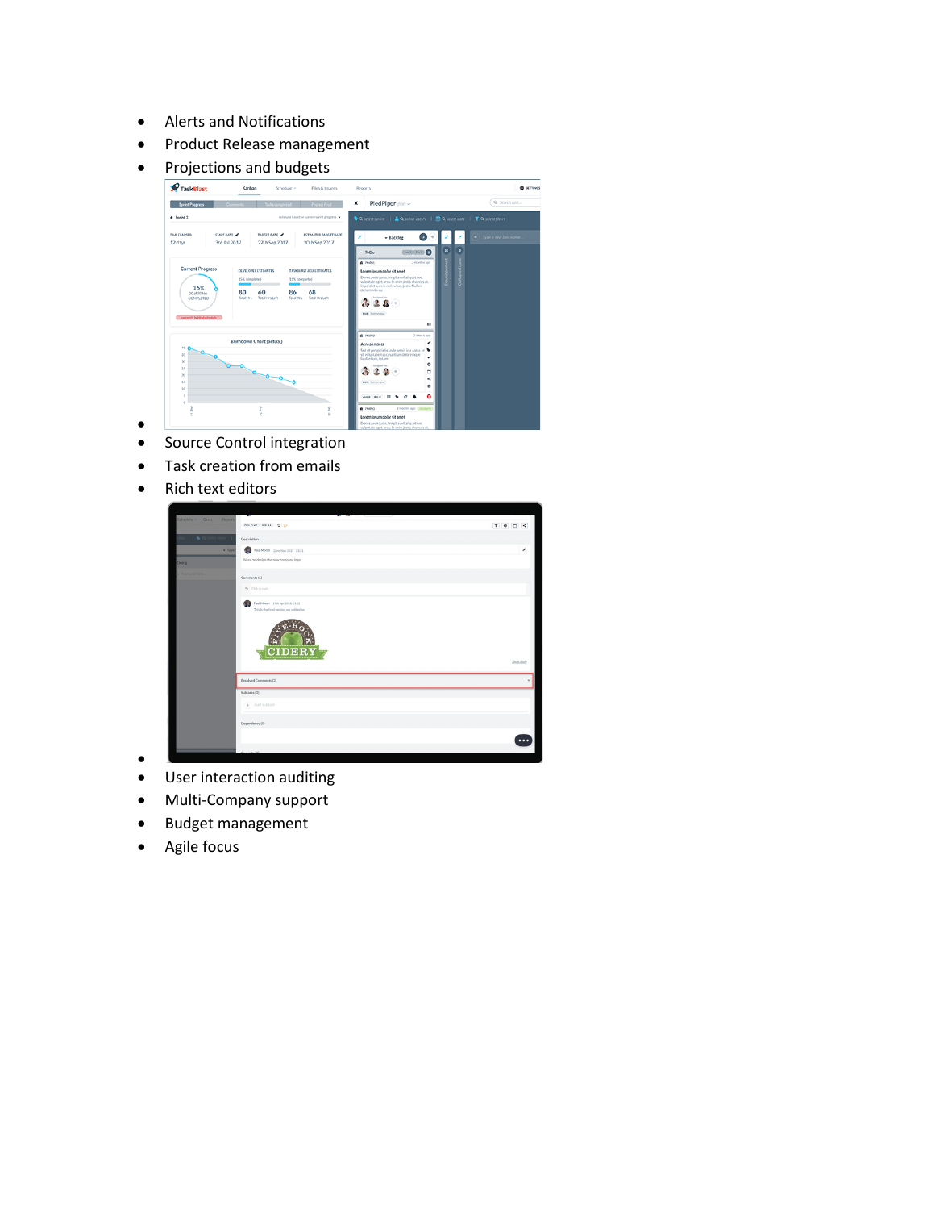- Alerts and Notifications
- Product Release management
- Projections and budgets
- 
- Source Control integration
- Task creation from emails
- Rich text editors
- 
- User interaction auditing
- Multi-Company support
- Budget management
- Agile focus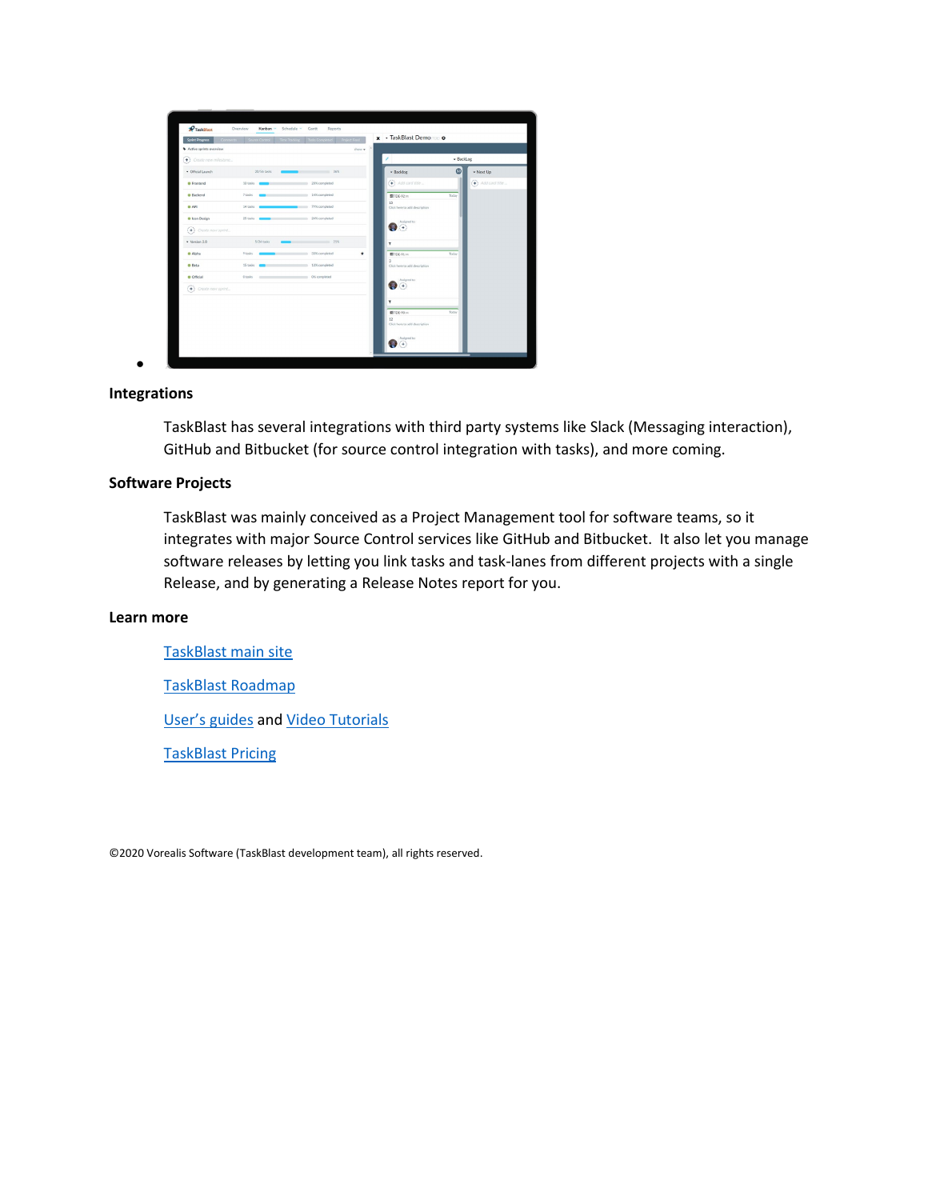## Integrations

TaskBlast has several integrations with third party systems like Slack (Messaging interaction), GitHub and Bitbucket (for source control integration with tasks), and more coming.

## Software Projects

TaskBlast was mainly conceived as a Project Management tool for software teams, so it integrates with major Source Control services like GitHub and Bitbucket. It also let you manage software releases by letting you link tasks and task-lanes from different projects with a single Release, and by generating a Release Notes report for you.

## Learn more

TaskBlast main site

TaskBlast Roadmap

User's guides and Video Tutorials

TaskBlast Pricing

©2020 Vorealis Software (TaskBlast development team), all rights reserved.